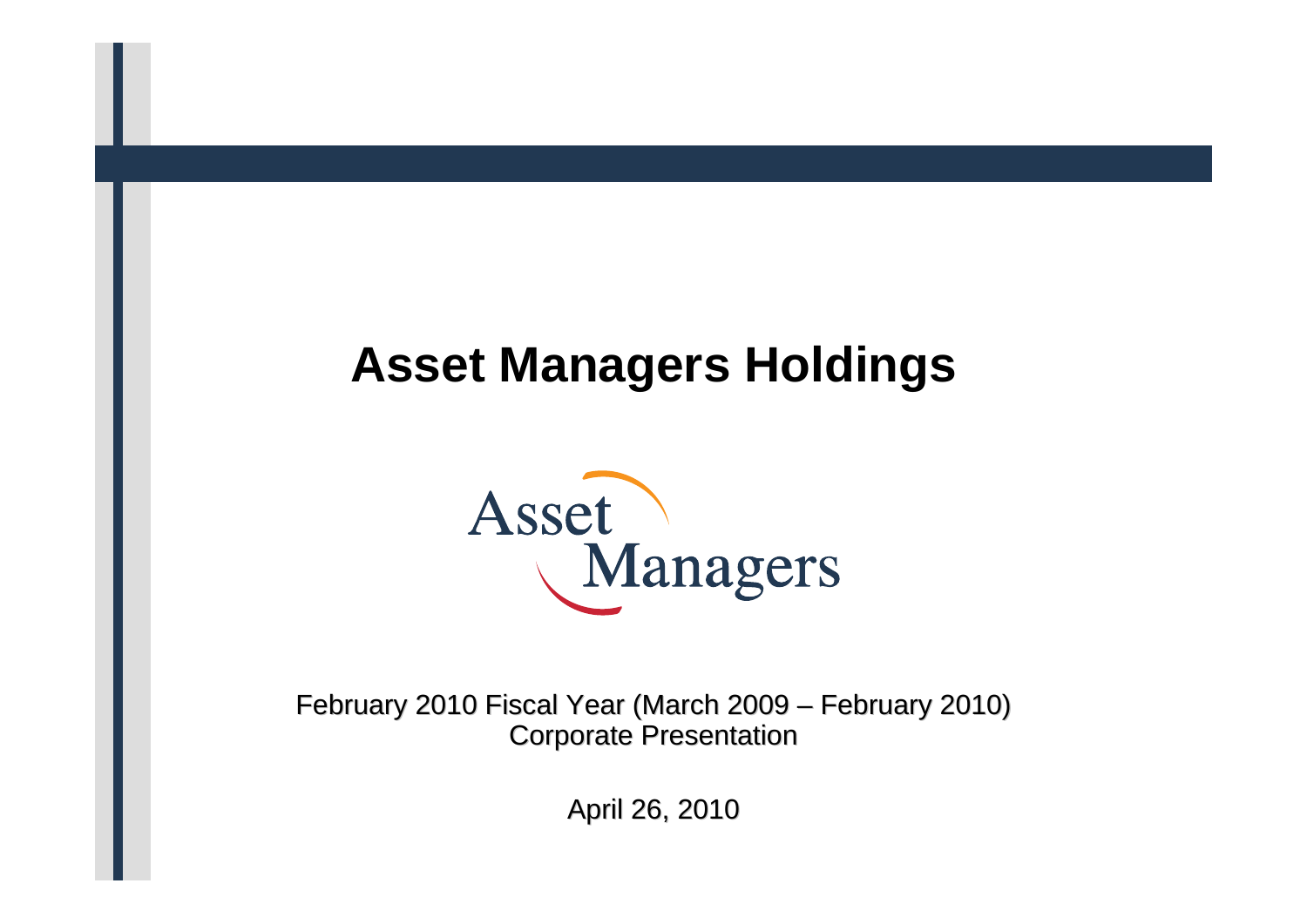# Asset Managers Holdings

Asset Managers

February 2010 Fiscal Year (March 2009 – February 2010)
Corporate Presentation

April 26, 2010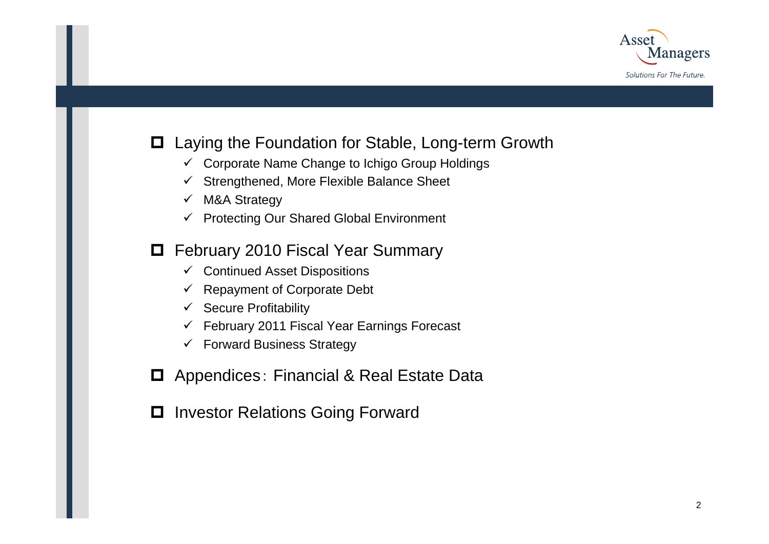- Laying the Foundation for Stable, Long-term Growth
  - ✓ Corporate Name Change to Ichigo Group Holdings
  - ✓ Strengthened, More Flexible Balance Sheet
  - ✓ M&A Strategy
  - ✓ Protecting Our Shared Global Environment
- February 2010 Fiscal Year Summary
  - ✓ Continued Asset Dispositions
  - ✓ Repayment of Corporate Debt
  - ✓ Secure Profitability
  - ✓ February 2011 Fiscal Year Earnings Forecast
  - ✓ Forward Business Strategy
- Appendices：Financial & Real Estate Data
- Investor Relations Going Forward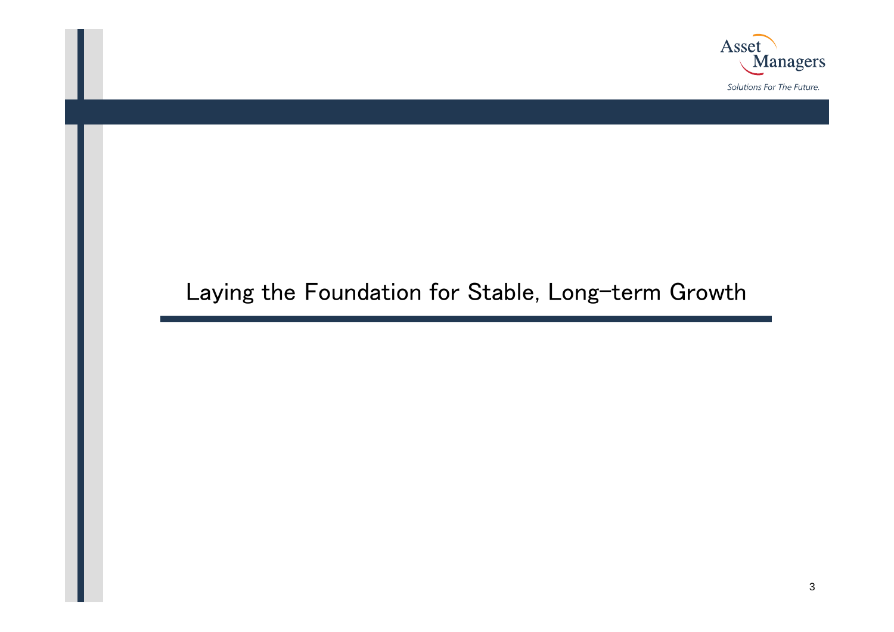# Laying the Foundation for Stable, Long-term Growth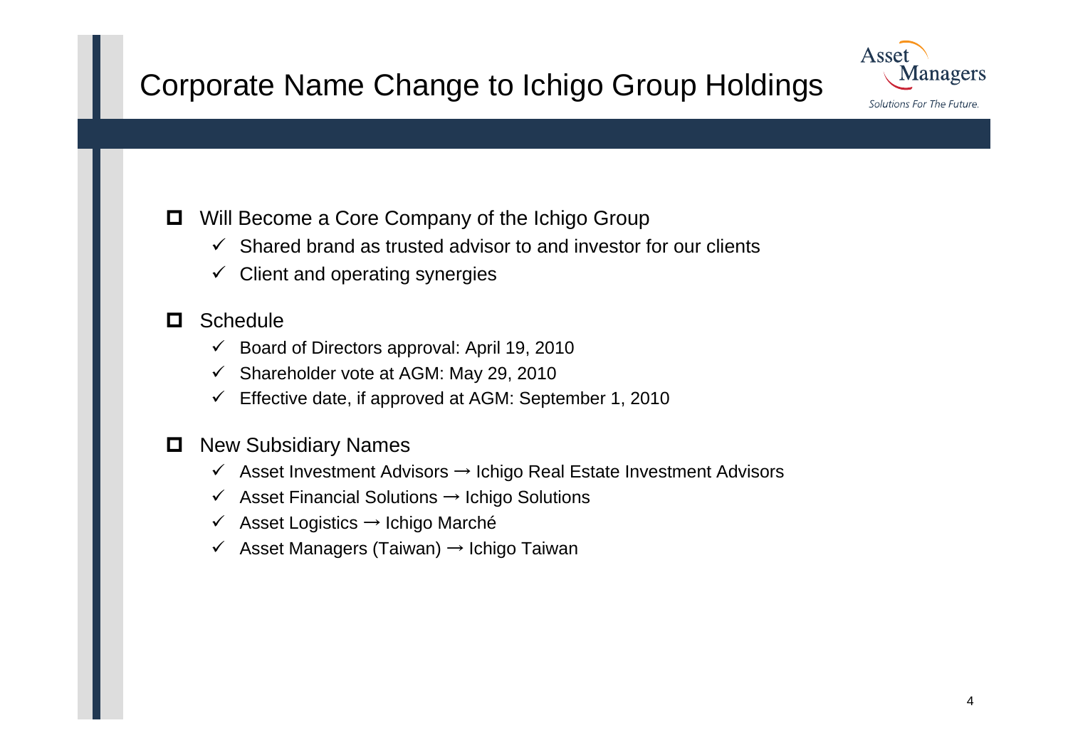# Corporate Name Change to Ichigo Group Holdings

- Will Become a Core Company of the Ichigo Group
  - ✓ Shared brand as trusted advisor to and investor for our clients
  - ✓ Client and operating synergies

- Schedule
  - ✓ Board of Directors approval: April 19, 2010
  - ✓ Shareholder vote at AGM: May 29, 2010
  - ✓ Effective date, if approved at AGM: September 1, 2010

- New Subsidiary Names
  - ✓ Asset Investment Advisors → Ichigo Real Estate Investment Advisors
  - ✓ Asset Financial Solutions → Ichigo Solutions
  - ✓ Asset Logistics → Ichigo Marché
  - ✓ Asset Managers (Taiwan) → Ichigo Taiwan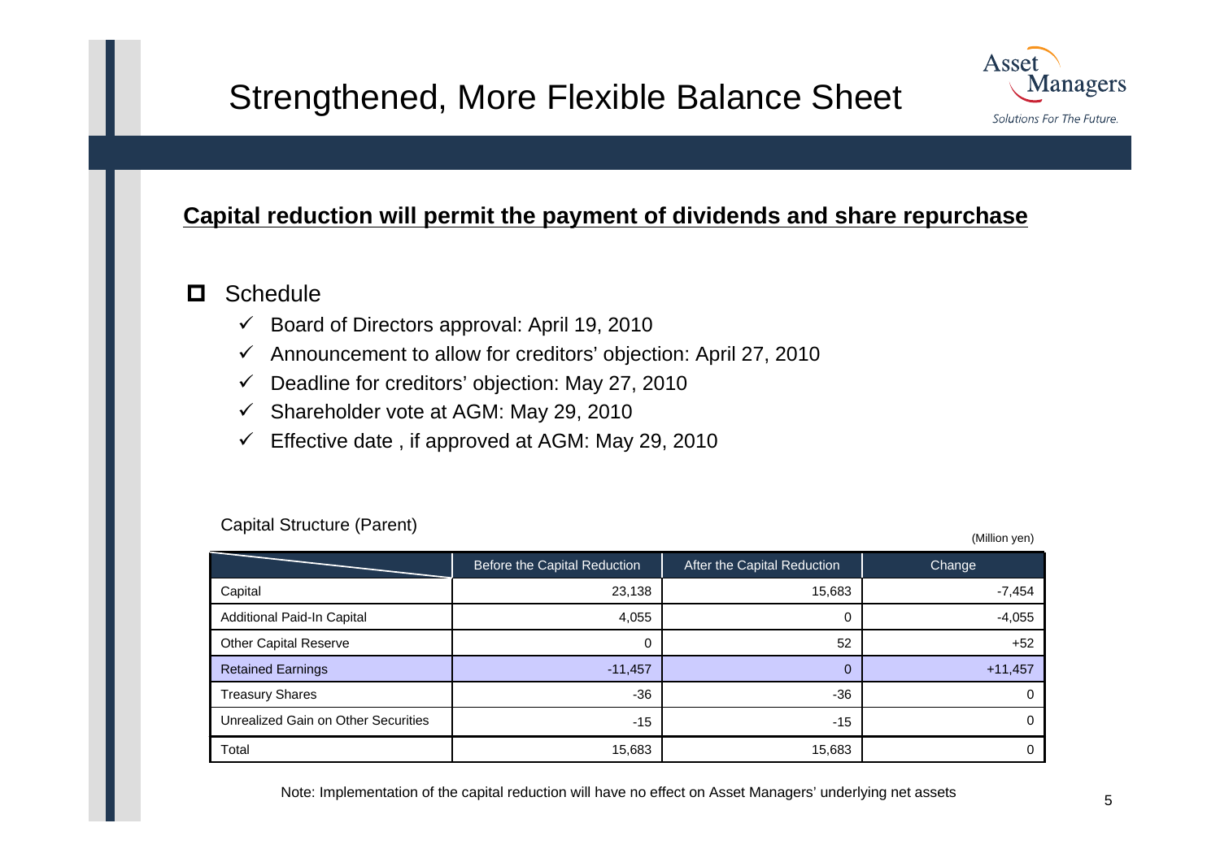# Strengthened, More Flexible Balance Sheet

**Capital reduction will permit the payment of dividends and share repurchase**

- Schedule
  - ✓ Board of Directors approval: April 19, 2010
  - ✓ Announcement to allow for creditors' objection: April 27, 2010
  - ✓ Deadline for creditors' objection: May 27, 2010
  - ✓ Shareholder vote at AGM: May 29, 2010
  - ✓ Effective date , if approved at AGM: May 29, 2010

Capital Structure (Parent)

(Million yen)

| | Before the Capital Reduction | After the Capital Reduction | Change |
|---|---|---|---|
| Capital | 23,138 | 15,683 | -7,454 |
| Additional Paid-In Capital | 4,055 | 0 | -4,055 |
| Other Capital Reserve | 0 | 52 | +52 |
| Retained Earnings | -11,457 | 0 | +11,457 |
| Treasury Shares | -36 | -36 | 0 |
| Unrealized Gain on Other Securities | -15 | -15 | 0 |
| Total | 15,683 | 15,683 | 0 |

Note: Implementation of the capital reduction will have no effect on Asset Managers' underlying net assets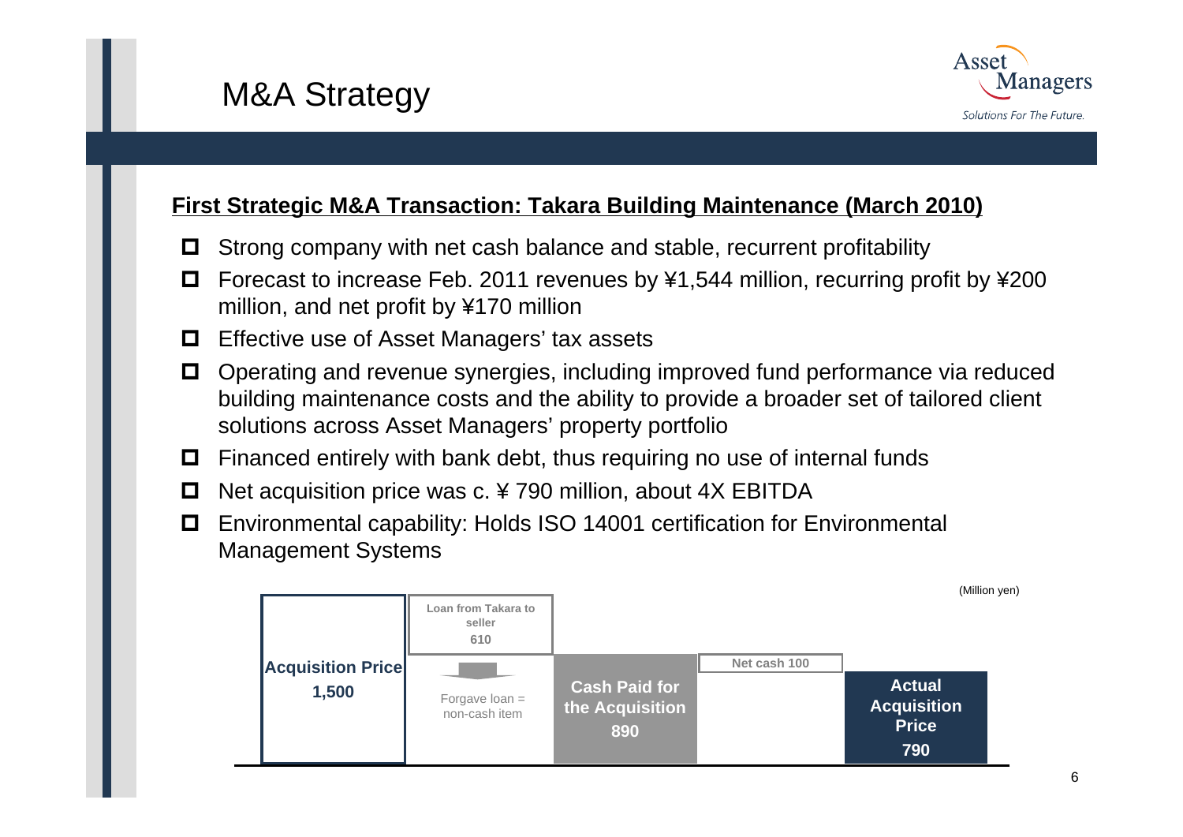# M&A Strategy

**First Strategic M&A Transaction: Takara Building Maintenance (March 2010)**

- Strong company with net cash balance and stable, recurrent profitability
- Forecast to increase Feb. 2011 revenues by ¥1,544 million, recurring profit by ¥200 million, and net profit by ¥170 million
- Effective use of Asset Managers' tax assets
- Operating and revenue synergies, including improved fund performance via reduced building maintenance costs and the ability to provide a broader set of tailored client solutions across Asset Managers' property portfolio
- Financed entirely with bank debt, thus requiring no use of internal funds
- Net acquisition price was c. ¥ 790 million, about 4X EBITDA
- Environmental capability: Holds ISO 14001 certification for Environmental Management Systems

(Million yen)

| Acquisition Price | Loan from Takara to seller | Cash Paid for the Acquisition | Net cash | Actual Acquisition Price |
|---|---|---|---|---|
| 1,500 | 610 (Forgave loan = non-cash item) | 890 | 100 | 790 |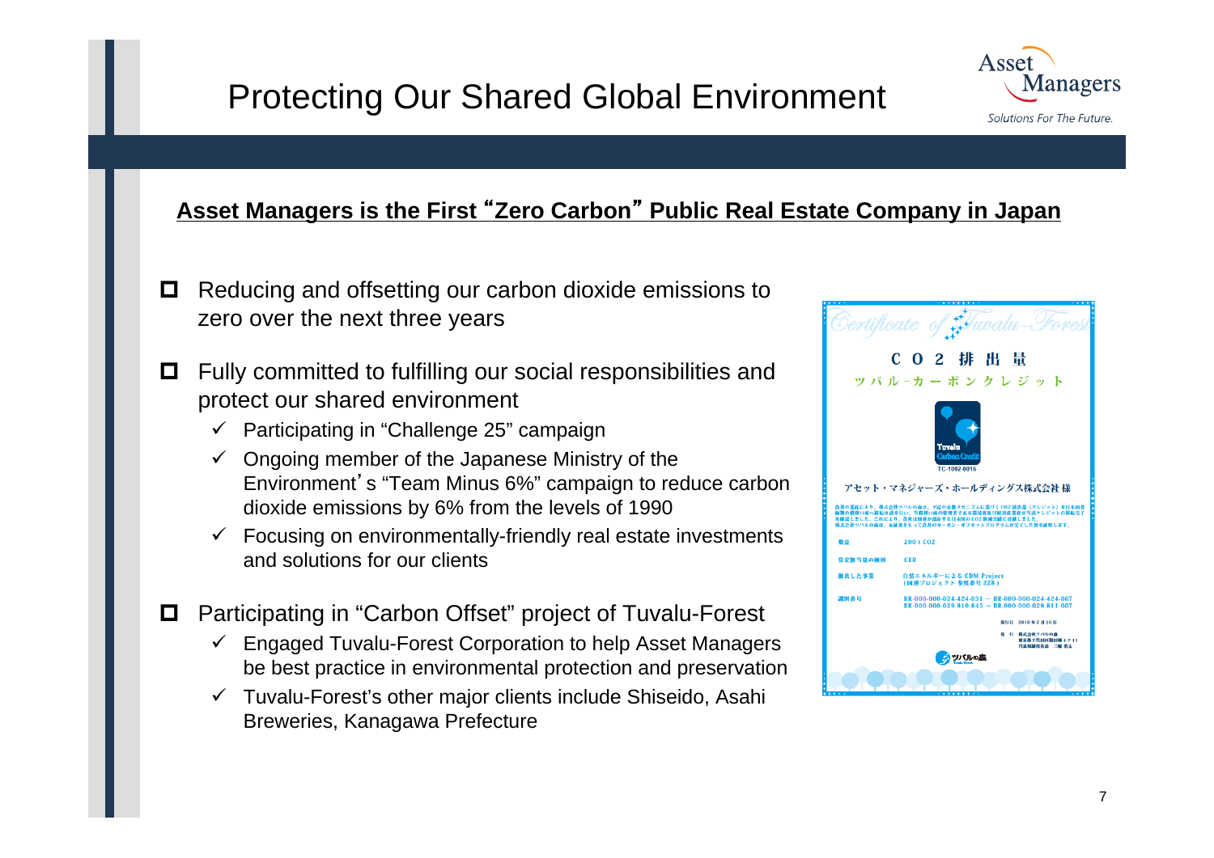# Protecting Our Shared Global Environment

**Asset Managers is the First "Zero Carbon" Public Real Estate Company in Japan**

- Reducing and offsetting our carbon dioxide emissions to zero over the next three years
- Fully committed to fulfilling our social responsibilities and protect our shared environment
  - ✓ Participating in "Challenge 25" campaign
  - ✓ Ongoing member of the Japanese Ministry of the Environment's "Team Minus 6%" campaign to reduce carbon dioxide emissions by 6% from the levels of 1990
  - ✓ Focusing on environmentally-friendly real estate investments and solutions for our clients
- Participating in "Carbon Offset" project of Tuvalu-Forest
  - ✓ Engaged Tuvalu-Forest Corporation to help Asset Managers be best practice in environmental protection and preservation
  - ✓ Tuvalu-Forest's other major clients include Shiseido, Asahi Breweries, Kanagawa Prefecture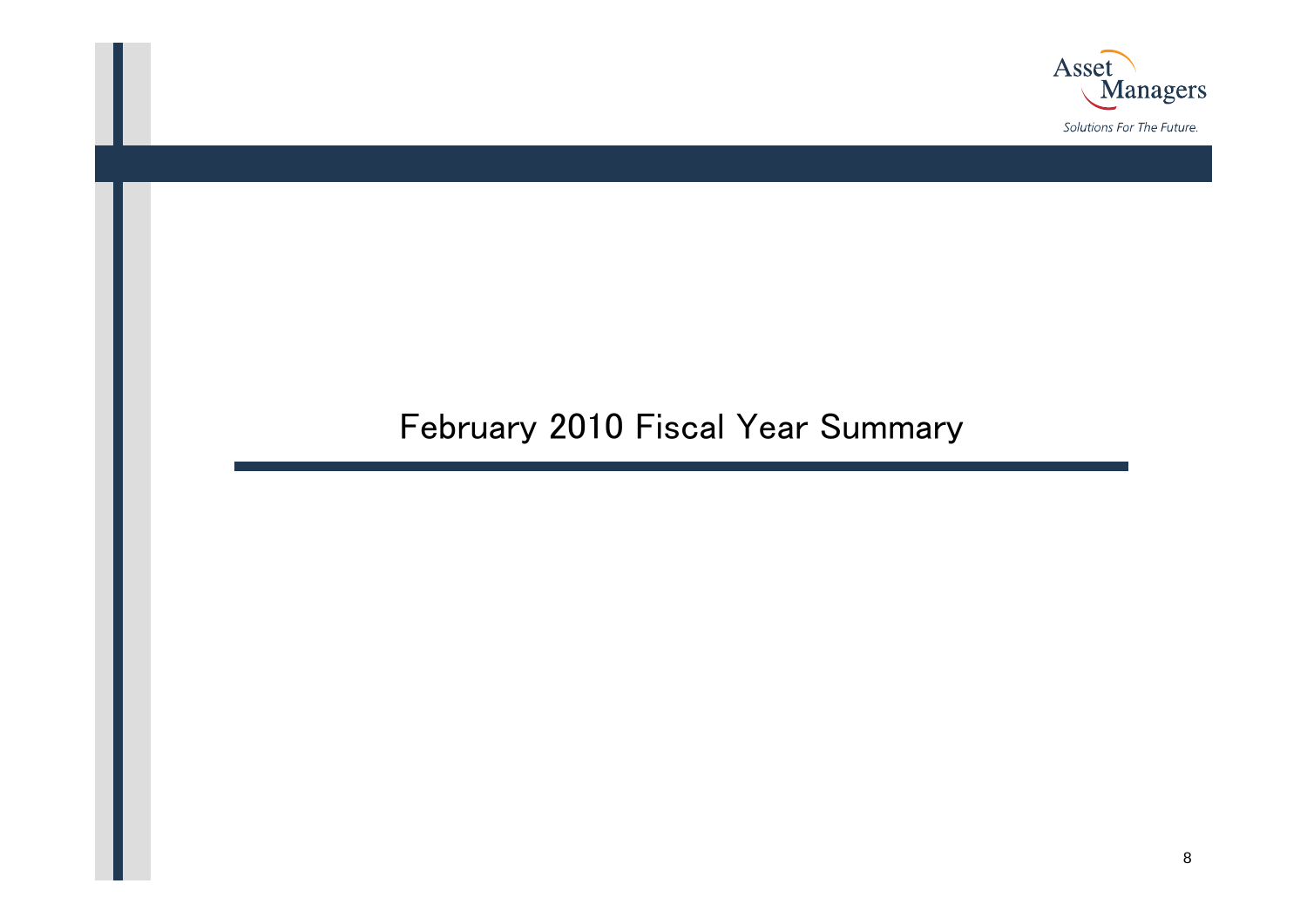# February 2010 Fiscal Year Summary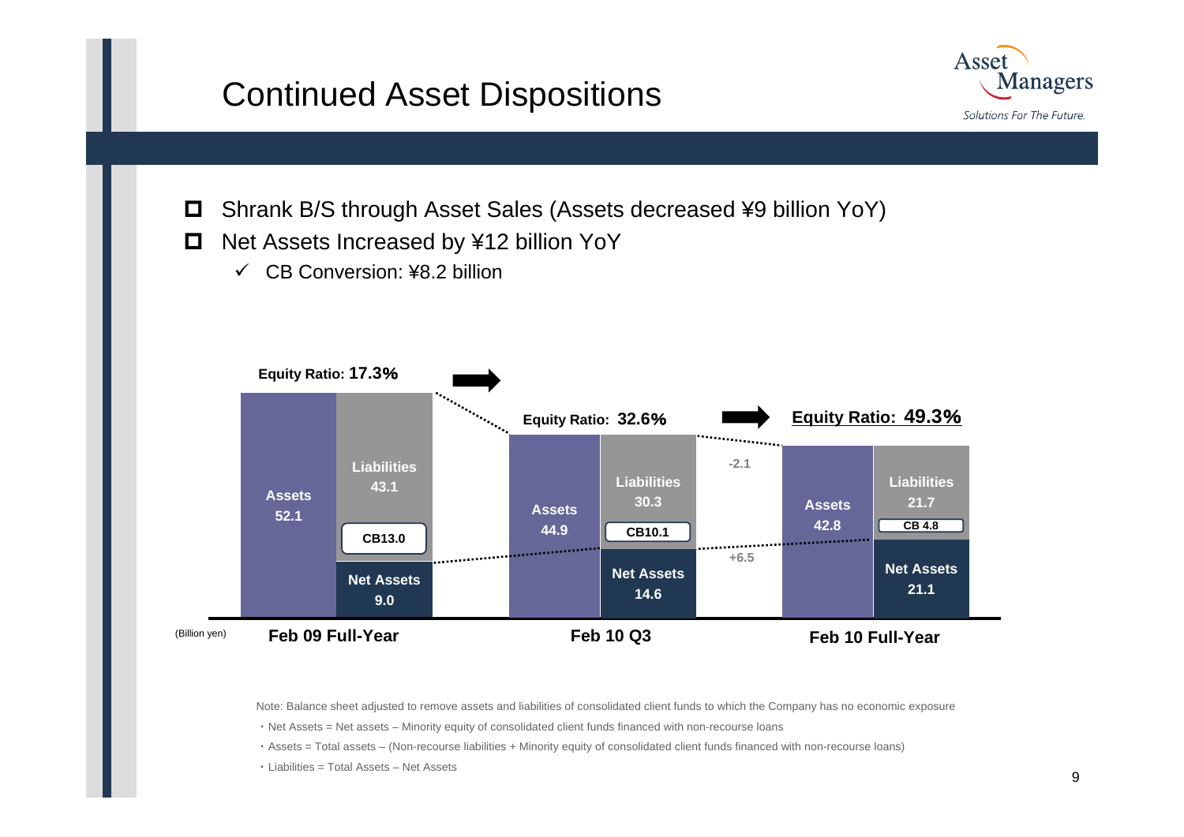# Continued Asset Dispositions

- Shrank B/S through Asset Sales (Assets decreased ¥9 billion YoY)
- Net Assets Increased by ¥12 billion YoY
  - ✓ CB Conversion: ¥8.2 billion

(Billion yen)

| | Feb 09 Full-Year | Feb 10 Q3 | Feb 10 Full-Year |
|---|---|---|---|
| Equity Ratio | 17.3% | 32.6% | 49.3% |
| Assets | 52.1 | 44.9 | 42.8 |
| Liabilities | 43.1 | 30.3 | 21.7 |
| CB | 13.0 | 10.1 | 4.8 |
| Net Assets | 9.0 | 14.6 | 21.1 |

Change from Feb 10 Q3 to Feb 10 Full-Year: Assets -2.1, Net Assets +6.5

Note: Balance sheet adjusted to remove assets and liabilities of consolidated client funds to which the Company has no economic exposure

- Net Assets = Net assets – Minority equity of consolidated client funds financed with non-recourse loans
- Assets = Total assets – (Non-recourse liabilities + Minority equity of consolidated client funds financed with non-recourse loans)
- Liabilities = Total Assets – Net Assets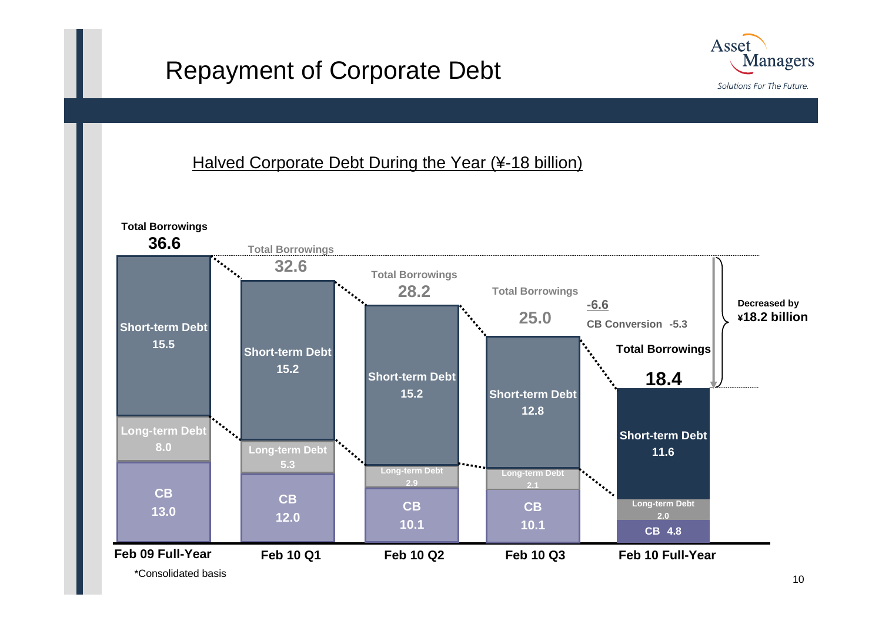# Repayment of Corporate Debt

Halved Corporate Debt During the Year (¥-18 billion)

| | Feb 09 Full-Year | Feb 10 Q1 | Feb 10 Q2 | Feb 10 Q3 | Feb 10 Full-Year |
|---|---|---|---|---|---|
| Total Borrowings | 36.6 | 32.6 | 28.2 | 25.0 | 18.4 |
| Short-term Debt | 15.5 | 15.2 | 15.2 | 12.8 | 11.6 |
| Long-term Debt | 8.0 | 5.3 | 2.9 | 2.1 | 2.0 |
| CB | 13.0 | 12.0 | 10.1 | 10.1 | 4.8 |

-6.6

CB Conversion -5.3

Decreased by ¥18.2 billion

*Consolidated basis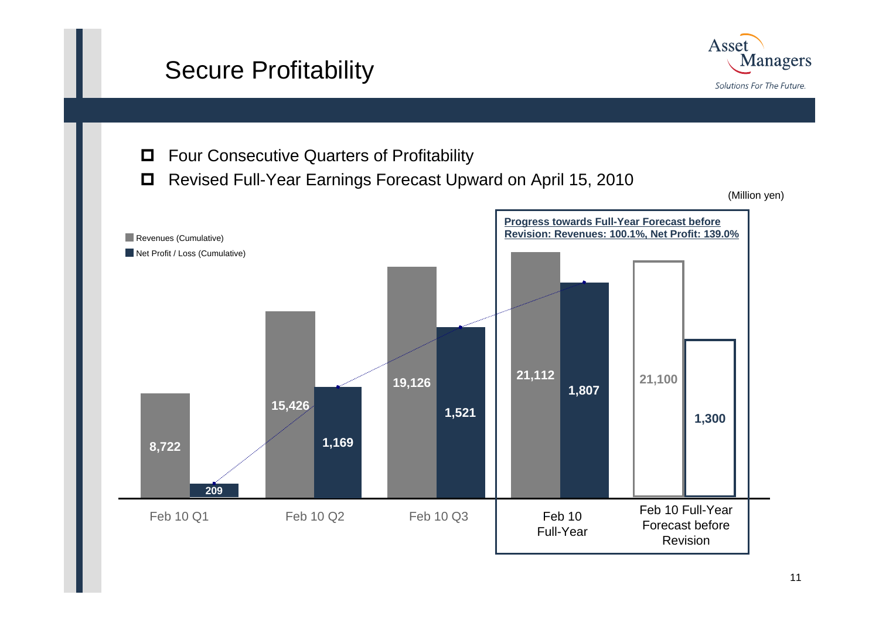# Secure Profitability

- Four Consecutive Quarters of Profitability
- Revised Full-Year Earnings Forecast Upward on April 15, 2010

(Million yen)

**Progress towards Full-Year Forecast before Revision: Revenues: 100.1%, Net Profit: 139.0%**

| | Revenues (Cumulative) | Net Profit / Loss (Cumulative) |
|---|---|---|
| Feb 10 Q1 | 8,722 | 209 |
| Feb 10 Q2 | 15,426 | 1,169 |
| Feb 10 Q3 | 19,126 | 1,521 |
| Feb 10 Full-Year | 21,112 | 1,807 |
| Feb 10 Full-Year Forecast before Revision | 21,100 | 1,300 |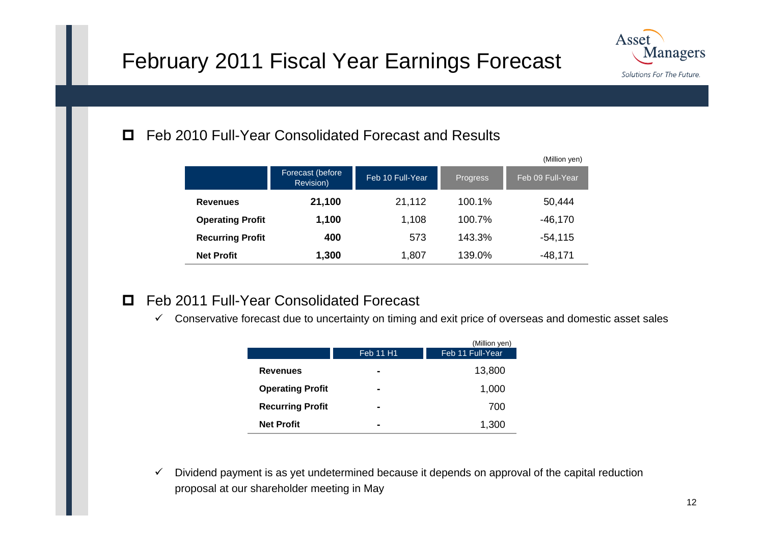# February 2011 Fiscal Year Earnings Forecast

## Feb 2010 Full-Year Consolidated Forecast and Results

(Million yen)

| | Forecast (before Revision) | Feb 10 Full-Year | Progress | Feb 09 Full-Year |
|---|---|---|---|---|
| **Revenues** | **21,100** | 21,112 | 100.1% | 50,444 |
| **Operating Profit** | **1,100** | 1,108 | 100.7% | -46,170 |
| **Recurring Profit** | **400** | 573 | 143.3% | -54,115 |
| **Net Profit** | **1,300** | 1,807 | 139.0% | -48,171 |

## Feb 2011 Full-Year Consolidated Forecast

- ✓ Conservative forecast due to uncertainty on timing and exit price of overseas and domestic asset sales

(Million yen)

| | Feb 11 H1 | Feb 11 Full-Year |
|---|---|---|
| **Revenues** | - | 13,800 |
| **Operating Profit** | - | 1,000 |
| **Recurring Profit** | - | 700 |
| **Net Profit** | - | 1,300 |

- ✓ Dividend payment is as yet undetermined because it depends on approval of the capital reduction proposal at our shareholder meeting in May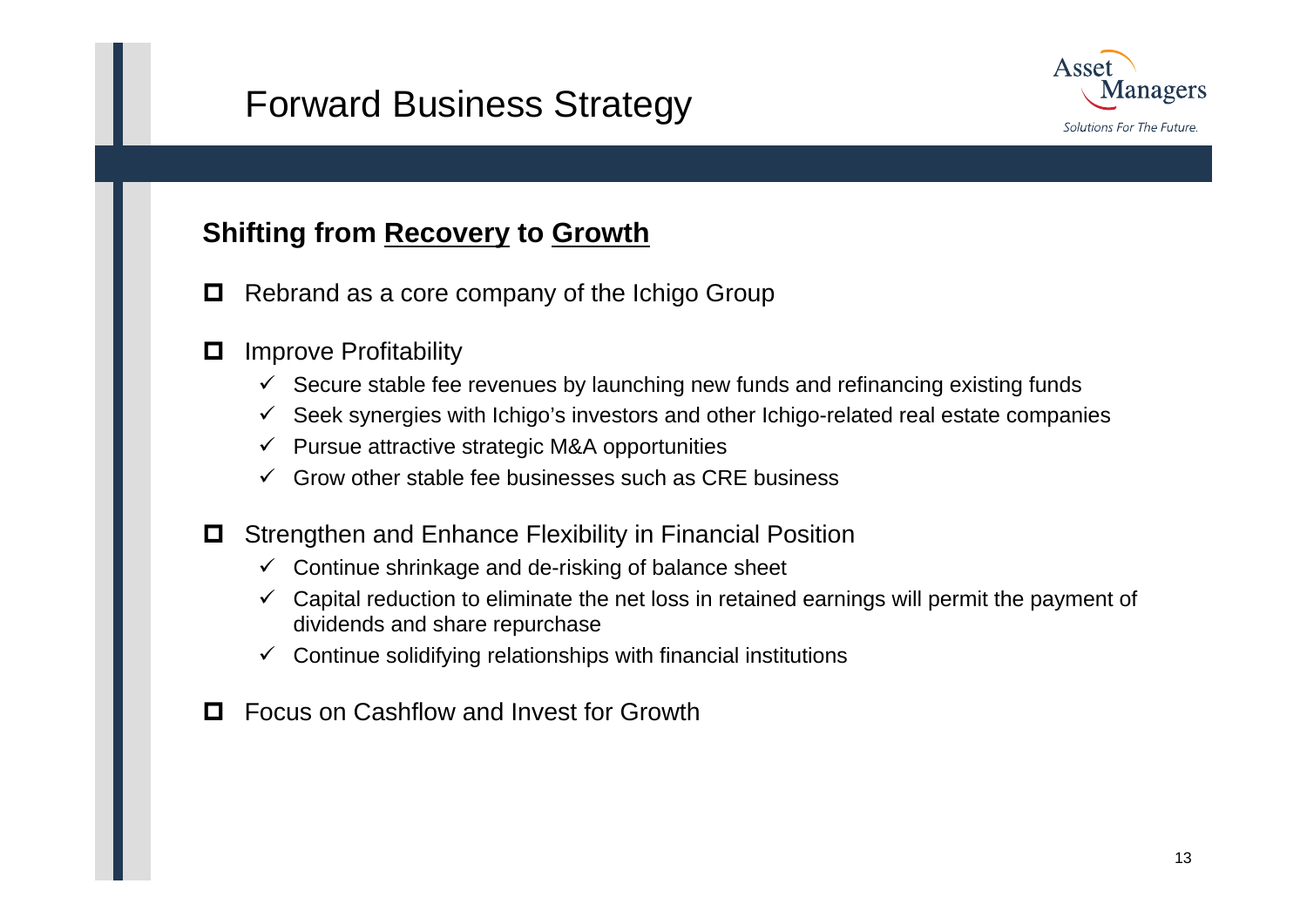# Forward Business Strategy

## Shifting from Recovery to Growth

- Rebrand as a core company of the Ichigo Group
- Improve Profitability
  - ✓ Secure stable fee revenues by launching new funds and refinancing existing funds
  - ✓ Seek synergies with Ichigo's investors and other Ichigo-related real estate companies
  - ✓ Pursue attractive strategic M&A opportunities
  - ✓ Grow other stable fee businesses such as CRE business
- Strengthen and Enhance Flexibility in Financial Position
  - ✓ Continue shrinkage and de-risking of balance sheet
  - ✓ Capital reduction to eliminate the net loss in retained earnings will permit the payment of dividends and share repurchase
  - ✓ Continue solidifying relationships with financial institutions
- Focus on Cashflow and Invest for Growth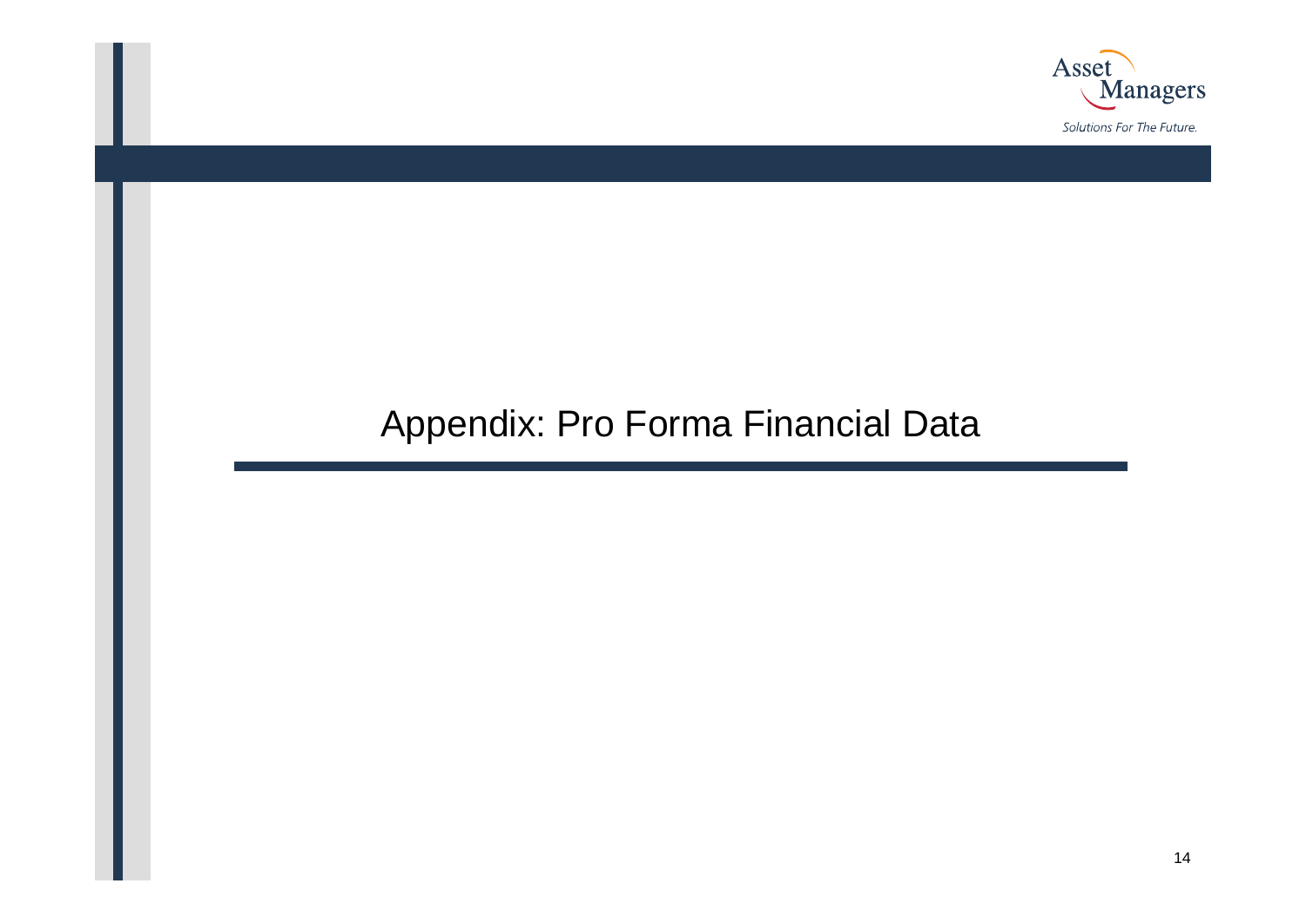# Appendix: Pro Forma Financial Data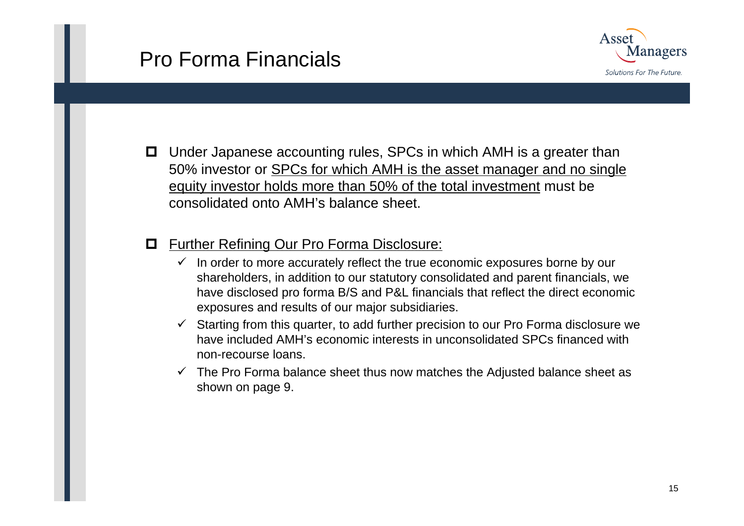# Pro Forma Financials

- Under Japanese accounting rules, SPCs in which AMH is a greater than 50% investor or <u>SPCs for which AMH is the asset manager and no single equity investor holds more than 50% of the total investment</u> must be consolidated onto AMH's balance sheet.

- <u>Further Refining Our Pro Forma Disclosure:</u>
  - ✓ In order to more accurately reflect the true economic exposures borne by our shareholders, in addition to our statutory consolidated and parent financials, we have disclosed pro forma B/S and P&L financials that reflect the direct economic exposures and results of our major subsidiaries.
  - ✓ Starting from this quarter, to add further precision to our Pro Forma disclosure we have included AMH's economic interests in unconsolidated SPCs financed with non-recourse loans.
  - ✓ The Pro Forma balance sheet thus now matches the Adjusted balance sheet as shown on page 9.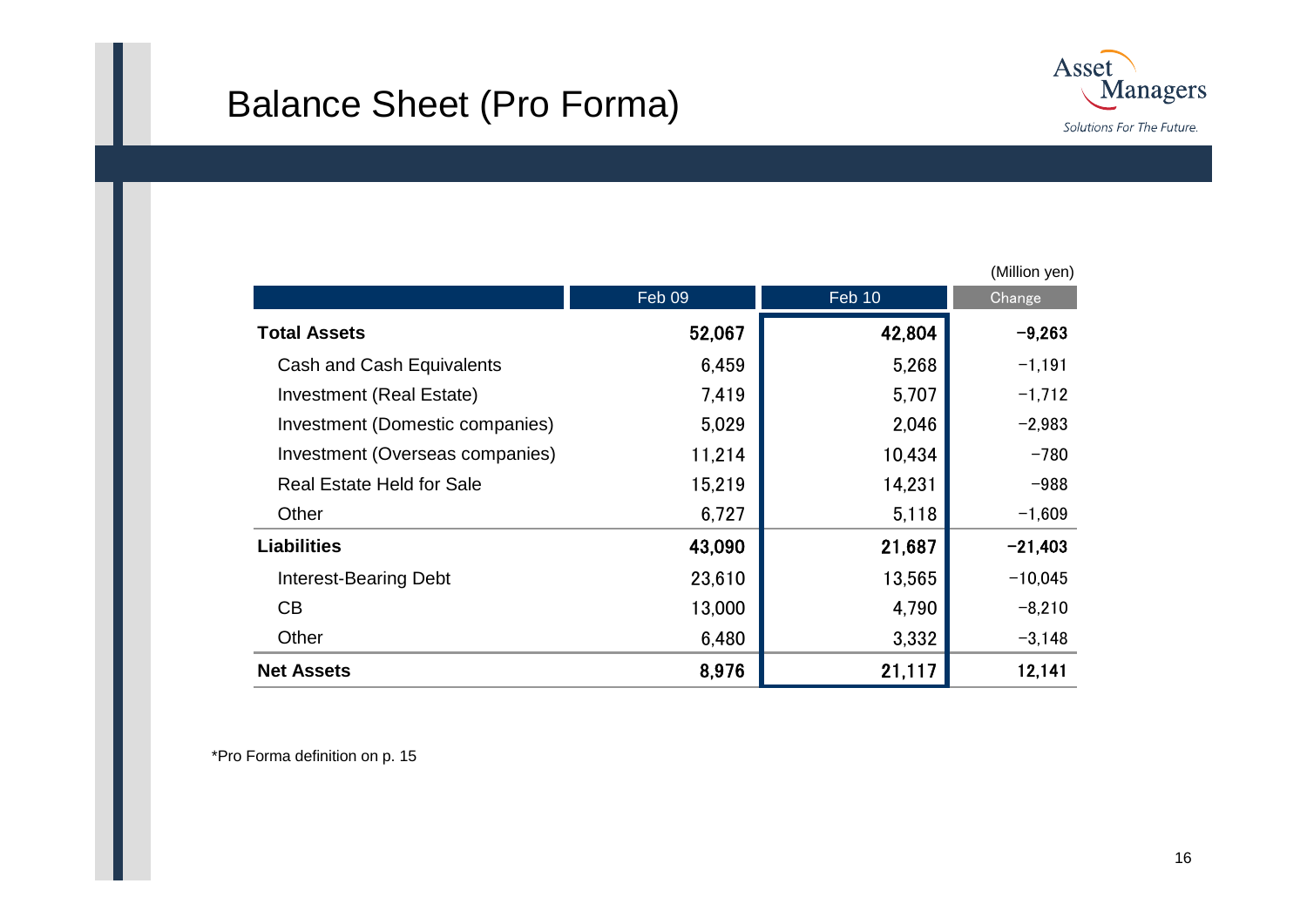# Balance Sheet (Pro Forma)

(Million yen)

| | Feb 09 | Feb 10 | Change |
|---|---|---|---|
| **Total Assets** | **52,067** | **42,804** | **−9,263** |
| Cash and Cash Equivalents | 6,459 | 5,268 | −1,191 |
| Investment (Real Estate) | 7,419 | 5,707 | −1,712 |
| Investment (Domestic companies) | 5,029 | 2,046 | −2,983 |
| Investment (Overseas companies) | 11,214 | 10,434 | −780 |
| Real Estate Held for Sale | 15,219 | 14,231 | −988 |
| Other | 6,727 | 5,118 | −1,609 |
| **Liabilities** | **43,090** | **21,687** | **−21,403** |
| Interest-Bearing Debt | 23,610 | 13,565 | −10,045 |
| CB | 13,000 | 4,790 | −8,210 |
| Other | 6,480 | 3,332 | −3,148 |
| **Net Assets** | **8,976** | **21,117** | **12,141** |

*Pro Forma definition on p. 15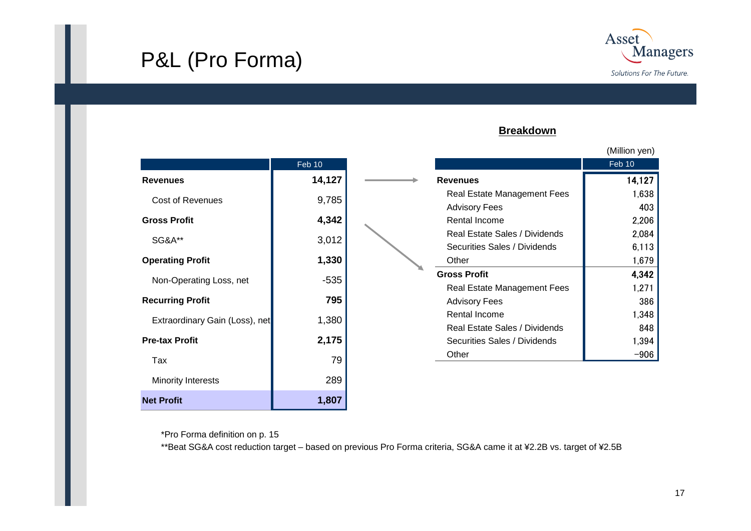# P&L (Pro Forma)

| | Feb 10 |
|---|---|
| **Revenues** | **14,127** |
| Cost of Revenues | 9,785 |
| **Gross Profit** | **4,342** |
| SG&A** | 3,012 |
| **Operating Profit** | **1,330** |
| Non-Operating Loss, net | -535 |
| **Recurring Profit** | **795** |
| Extraordinary Gain (Loss), net | 1,380 |
| **Pre-tax Profit** | **2,175** |
| Tax | 79 |
| Minority Interests | 289 |
| **Net Profit** | **1,807** |

**Breakdown**

(Million yen)

| | Feb 10 |
|---|---|
| **Revenues** | **14,127** |
| Real Estate Management Fees | 1,638 |
| Advisory Fees | 403 |
| Rental Income | 2,206 |
| Real Estate Sales / Dividends | 2,084 |
| Securities Sales / Dividends | 6,113 |
| Other | 1,679 |
| **Gross Profit** | **4,342** |
| Real Estate Management Fees | 1,271 |
| Advisory Fees | 386 |
| Rental Income | 1,348 |
| Real Estate Sales / Dividends | 848 |
| Securities Sales / Dividends | 1,394 |
| Other | −906 |

*Pro Forma definition on p. 15

**Beat SG&A cost reduction target – based on previous Pro Forma criteria, SG&A came it at ¥2.2B vs. target of ¥2.5B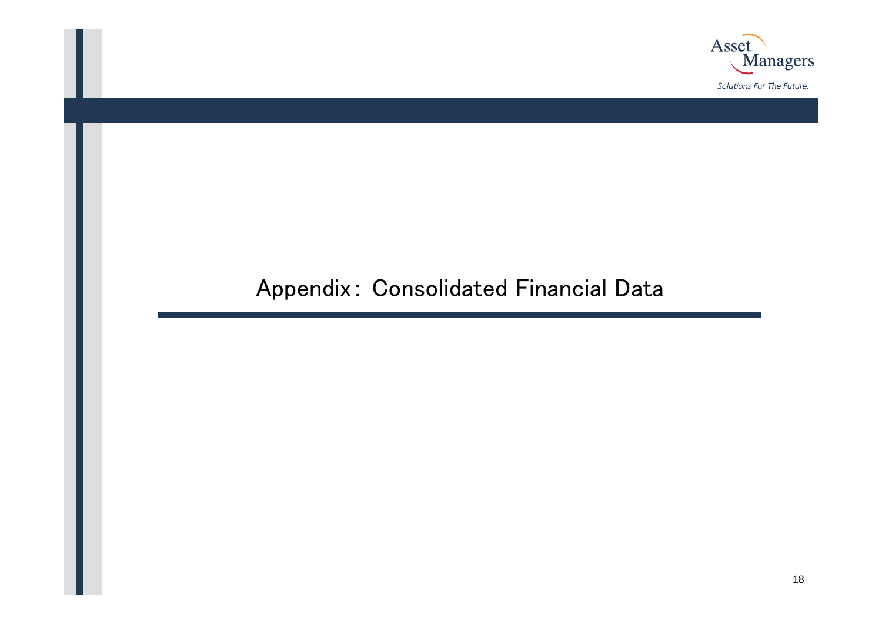# Appendix： Consolidated Financial Data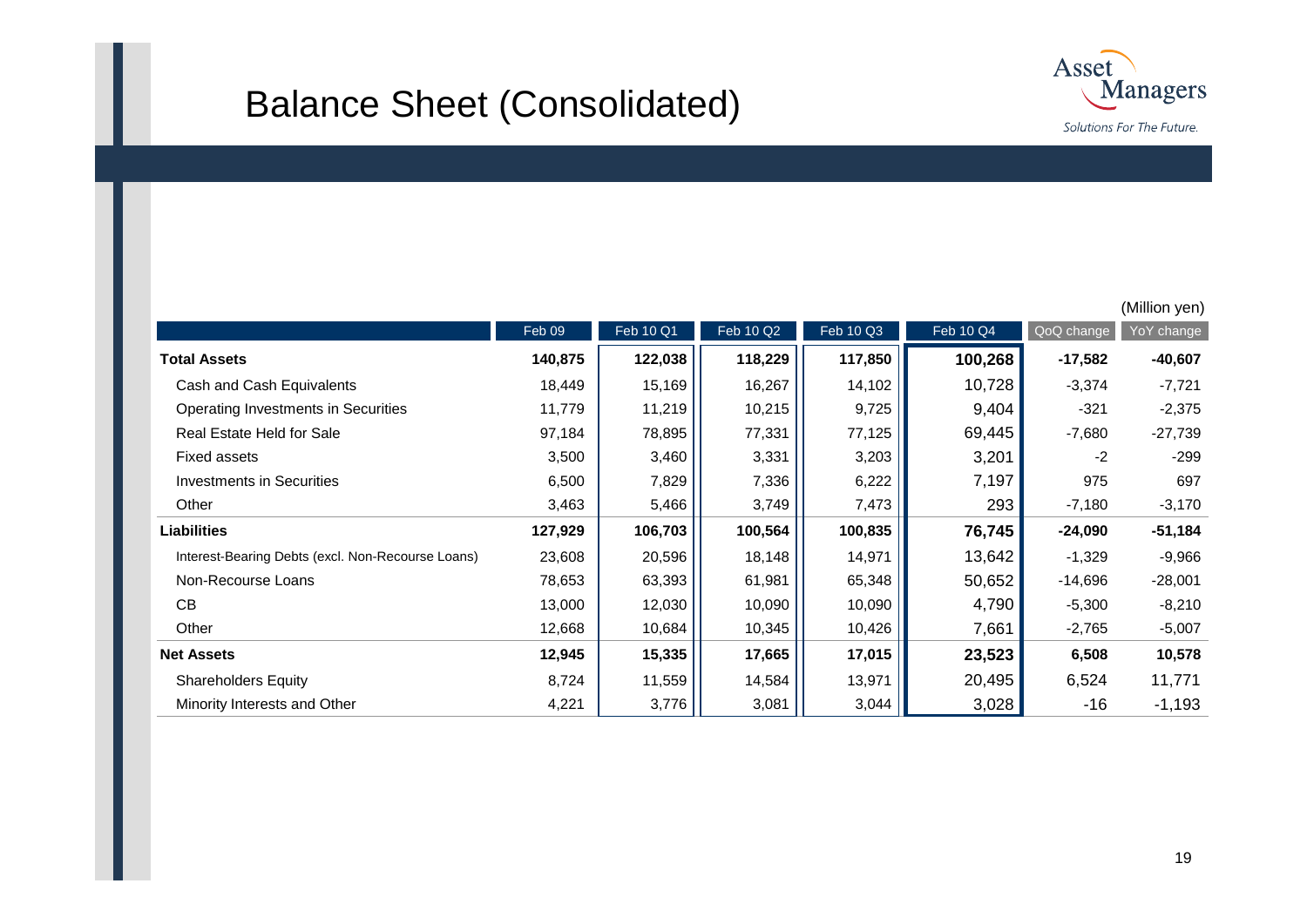# Balance Sheet (Consolidated)

(Million yen)

| | Feb 09 | Feb 10 Q1 | Feb 10 Q2 | Feb 10 Q3 | Feb 10 Q4 | QoQ change | YoY change |
|---|---|---|---|---|---|---|---|
| **Total Assets** | **140,875** | **122,038** | **118,229** | **117,850** | **100,268** | **-17,582** | **-40,607** |
| Cash and Cash Equivalents | 18,449 | 15,169 | 16,267 | 14,102 | 10,728 | -3,374 | -7,721 |
| Operating Investments in Securities | 11,779 | 11,219 | 10,215 | 9,725 | 9,404 | -321 | -2,375 |
| Real Estate Held for Sale | 97,184 | 78,895 | 77,331 | 77,125 | 69,445 | -7,680 | -27,739 |
| Fixed assets | 3,500 | 3,460 | 3,331 | 3,203 | 3,201 | -2 | -299 |
| Investments in Securities | 6,500 | 7,829 | 7,336 | 6,222 | 7,197 | 975 | 697 |
| Other | 3,463 | 5,466 | 3,749 | 7,473 | 293 | -7,180 | -3,170 |
| **Liabilities** | **127,929** | **106,703** | **100,564** | **100,835** | **76,745** | **-24,090** | **-51,184** |
| Interest-Bearing Debts (excl. Non-Recourse Loans) | 23,608 | 20,596 | 18,148 | 14,971 | 13,642 | -1,329 | -9,966 |
| Non-Recourse Loans | 78,653 | 63,393 | 61,981 | 65,348 | 50,652 | -14,696 | -28,001 |
| CB | 13,000 | 12,030 | 10,090 | 10,090 | 4,790 | -5,300 | -8,210 |
| Other | 12,668 | 10,684 | 10,345 | 10,426 | 7,661 | -2,765 | -5,007 |
| **Net Assets** | **12,945** | **15,335** | **17,665** | **17,015** | **23,523** | **6,508** | **10,578** |
| Shareholders Equity | 8,724 | 11,559 | 14,584 | 13,971 | 20,495 | 6,524 | 11,771 |
| Minority Interests and Other | 4,221 | 3,776 | 3,081 | 3,044 | 3,028 | -16 | -1,193 |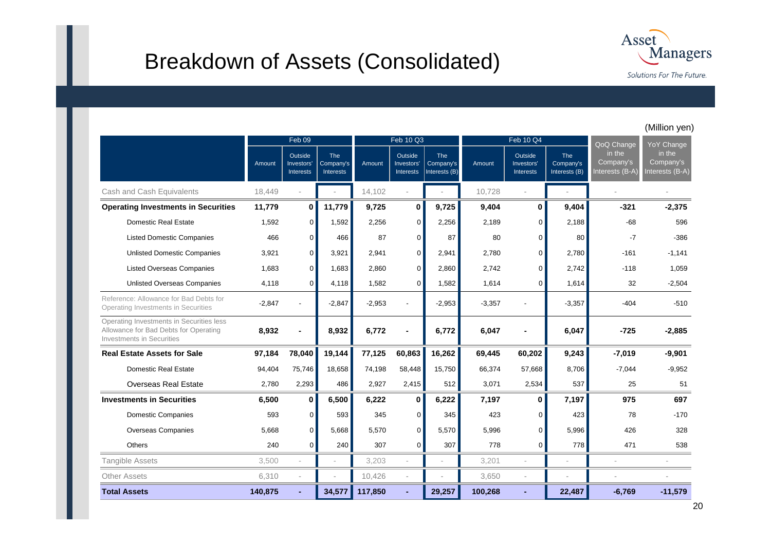# Breakdown of Assets (Consolidated)

(Million yen)

| | Feb 09 | | | Feb 10 Q3 | | | Feb 10 Q4 | | | QoQ Change in the Company's Interests (B-A) | YoY Change in the Company's Interests (B-A) |
|---|---|---|---|---|---|---|---|---|---|---|---|
| | Amount | Outside Investors' Interests | The Company's Interests | Amount | Outside Investors' Interests | The Company's Interests (B) | Amount | Outside Investors' Interests | The Company's Interests (B) | | |
| Cash and Cash Equivalents | 18,449 | - | - | 14,102 | - | - | 10,728 | - | - | - | - |
| **Operating Investments in Securities** | **11,779** | **0** | **11,779** | **9,725** | **0** | **9,725** | **9,404** | **0** | **9,404** | **-321** | **-2,375** |
| Domestic Real Estate | 1,592 | 0 | 1,592 | 2,256 | 0 | 2,256 | 2,189 | 0 | 2,188 | -68 | 596 |
| Listed Domestic Companies | 466 | 0 | 466 | 87 | 0 | 87 | 80 | 0 | 80 | -7 | -386 |
| Unlisted Domestic Companies | 3,921 | 0 | 3,921 | 2,941 | 0 | 2,941 | 2,780 | 0 | 2,780 | -161 | -1,141 |
| Listed Overseas Companies | 1,683 | 0 | 1,683 | 2,860 | 0 | 2,860 | 2,742 | 0 | 2,742 | -118 | 1,059 |
| Unlisted Overseas Companies | 4,118 | 0 | 4,118 | 1,582 | 0 | 1,582 | 1,614 | 0 | 1,614 | 32 | -2,504 |
| Reference: Allowance for Bad Debts for Operating Investments in Securities | -2,847 | - | -2,847 | -2,953 | - | -2,953 | -3,357 | - | -3,357 | -404 | -510 |
| Operating Investments in Securities less Allowance for Bad Debts for Operating Investments in Securities | **8,932** | **-** | **8,932** | **6,772** | **-** | **6,772** | **6,047** | **-** | **6,047** | **-725** | **-2,885** |
| **Real Estate Assets for Sale** | **97,184** | **78,040** | **19,144** | **77,125** | **60,863** | **16,262** | **69,445** | **60,202** | **9,243** | **-7,019** | **-9,901** |
| Domestic Real Estate | 94,404 | 75,746 | 18,658 | 74,198 | 58,448 | 15,750 | 66,374 | 57,668 | 8,706 | -7,044 | -9,952 |
| Overseas Real Estate | 2,780 | 2,293 | 486 | 2,927 | 2,415 | 512 | 3,071 | 2,534 | 537 | 25 | 51 |
| **Investments in Securities** | **6,500** | **0** | **6,500** | **6,222** | **0** | **6,222** | **7,197** | **0** | **7,197** | **975** | **697** |
| Domestic Companies | 593 | 0 | 593 | 345 | 0 | 345 | 423 | 0 | 423 | 78 | -170 |
| Overseas Companies | 5,668 | 0 | 5,668 | 5,570 | 0 | 5,570 | 5,996 | 0 | 5,996 | 426 | 328 |
| Others | 240 | 0 | 240 | 307 | 0 | 307 | 778 | 0 | 778 | 471 | 538 |
| Tangible Assets | 3,500 | - | - | 3,203 | - | - | 3,201 | - | - | - | - |
| Other Assets | 6,310 | - | - | 10,426 | - | - | 3,650 | - | - | - | - |
| **Total Assets** | **140,875** | **-** | **34,577** | **117,850** | **-** | **29,257** | **100,268** | **-** | **22,487** | **-6,769** | **-11,579** |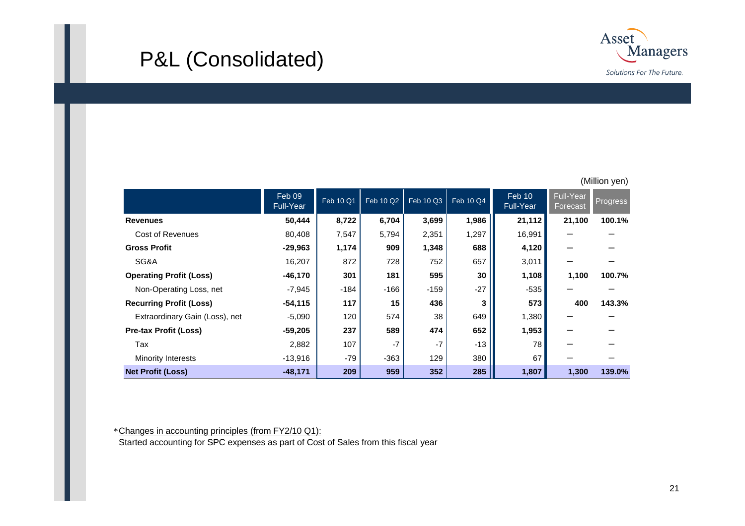# P&L (Consolidated)

(Million yen)

| | Feb 09 Full-Year | Feb 10 Q1 | Feb 10 Q2 | Feb 10 Q3 | Feb 10 Q4 | Feb 10 Full-Year | Full-Year Forecast | Progress |
|---|---|---|---|---|---|---|---|---|
| **Revenues** | **50,444** | **8,722** | **6,704** | **3,699** | **1,986** | **21,112** | **21,100** | **100.1%** |
| Cost of Revenues | 80,408 | 7,547 | 5,794 | 2,351 | 1,297 | 16,991 | — | — |
| **Gross Profit** | **-29,963** | **1,174** | **909** | **1,348** | **688** | **4,120** | **—** | **—** |
| SG&A | 16,207 | 872 | 728 | 752 | 657 | 3,011 | — | — |
| **Operating Profit (Loss)** | **-46,170** | **301** | **181** | **595** | **30** | **1,108** | **1,100** | **100.7%** |
| Non-Operating Loss, net | -7,945 | -184 | -166 | -159 | -27 | -535 | — | — |
| **Recurring Profit (Loss)** | **-54,115** | **117** | **15** | **436** | **3** | **573** | **400** | **143.3%** |
| Extraordinary Gain (Loss), net | -5,090 | 120 | 574 | 38 | 649 | 1,380 | — | — |
| **Pre-tax Profit (Loss)** | **-59,205** | **237** | **589** | **474** | **652** | **1,953** | — | — |
| Tax | 2,882 | 107 | -7 | -7 | -13 | 78 | — | — |
| Minority Interests | -13,916 | -79 | -363 | 129 | 380 | 67 | — | — |
| **Net Profit (Loss)** | **-48,171** | **209** | **959** | **352** | **285** | **1,807** | **1,300** | **139.0%** |

*Changes in accounting principles (from FY2/10 Q1):
Started accounting for SPC expenses as part of Cost of Sales from this fiscal year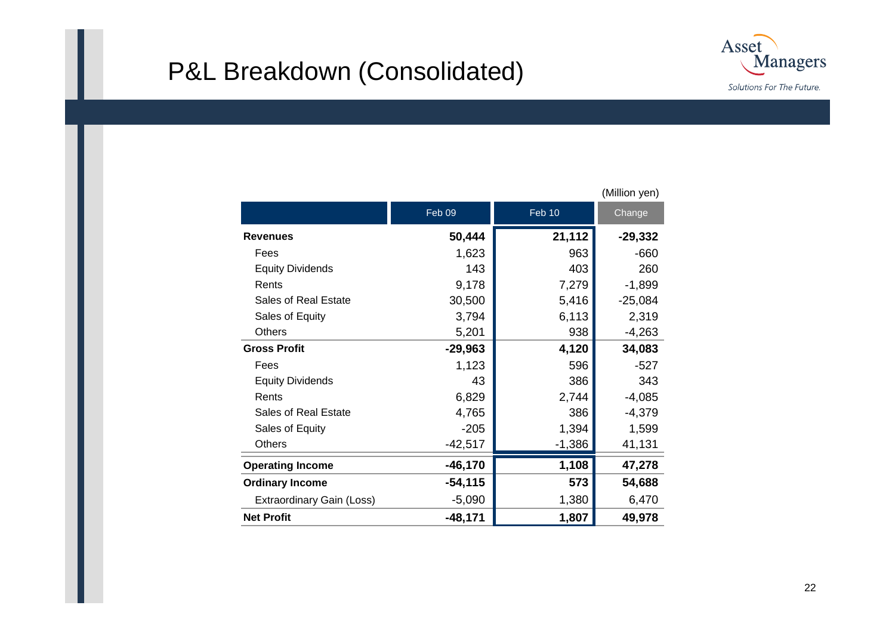# P&L Breakdown (Consolidated)

(Million yen)

| | Feb 09 | Feb 10 | Change |
|---|---|---|---|
| **Revenues** | **50,444** | **21,112** | **-29,332** |
| Fees | 1,623 | 963 | -660 |
| Equity Dividends | 143 | 403 | 260 |
| Rents | 9,178 | 7,279 | -1,899 |
| Sales of Real Estate | 30,500 | 5,416 | -25,084 |
| Sales of Equity | 3,794 | 6,113 | 2,319 |
| Others | 5,201 | 938 | -4,263 |
| **Gross Profit** | **-29,963** | **4,120** | **34,083** |
| Fees | 1,123 | 596 | -527 |
| Equity Dividends | 43 | 386 | 343 |
| Rents | 6,829 | 2,744 | -4,085 |
| Sales of Real Estate | 4,765 | 386 | -4,379 |
| Sales of Equity | -205 | 1,394 | 1,599 |
| Others | -42,517 | -1,386 | 41,131 |
| **Operating Income** | **-46,170** | **1,108** | **47,278** |
| **Ordinary Income** | **-54,115** | **573** | **54,688** |
| Extraordinary Gain (Loss) | -5,090 | 1,380 | 6,470 |
| **Net Profit** | **-48,171** | **1,807** | **49,978** |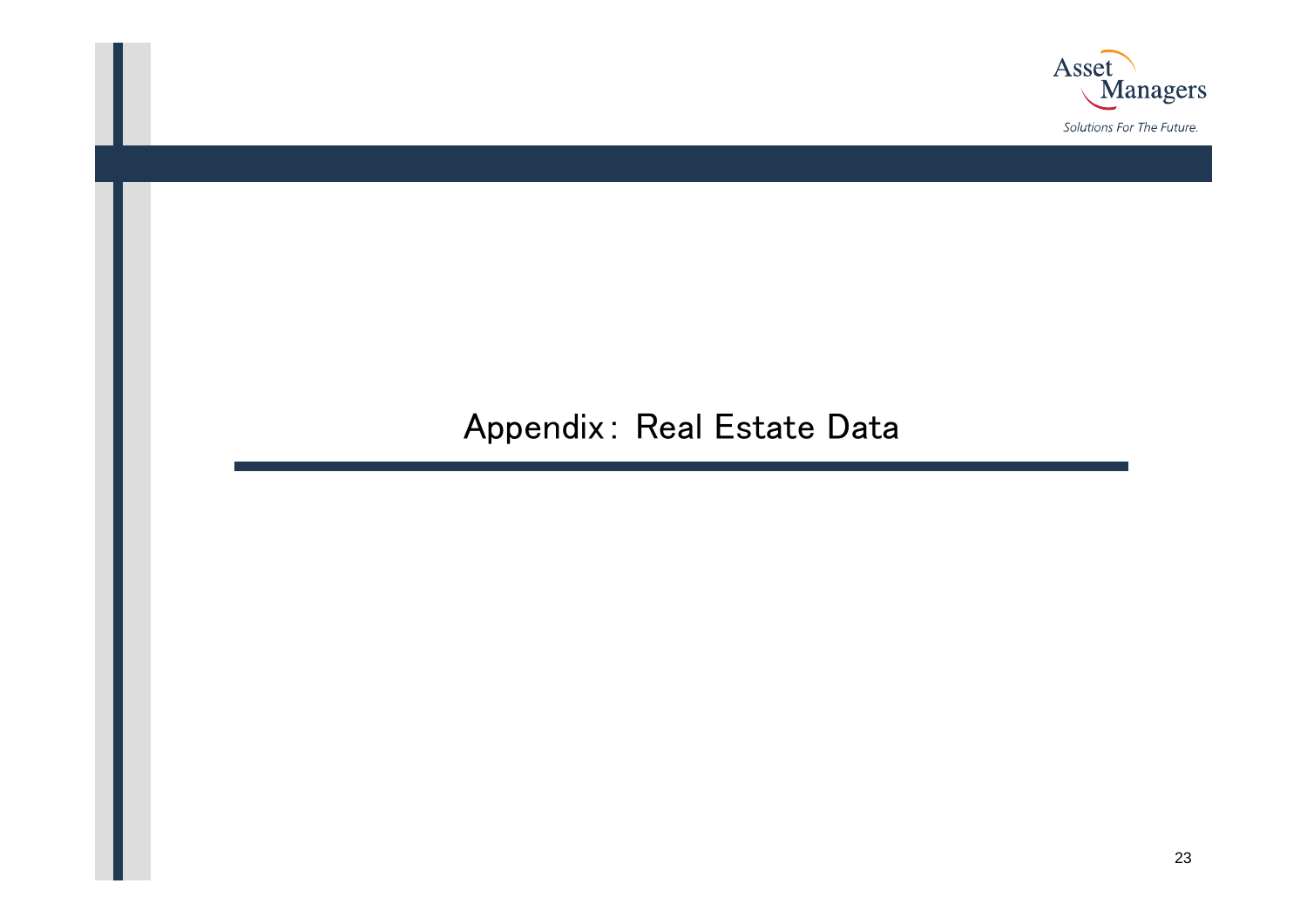# Appendix：Real Estate Data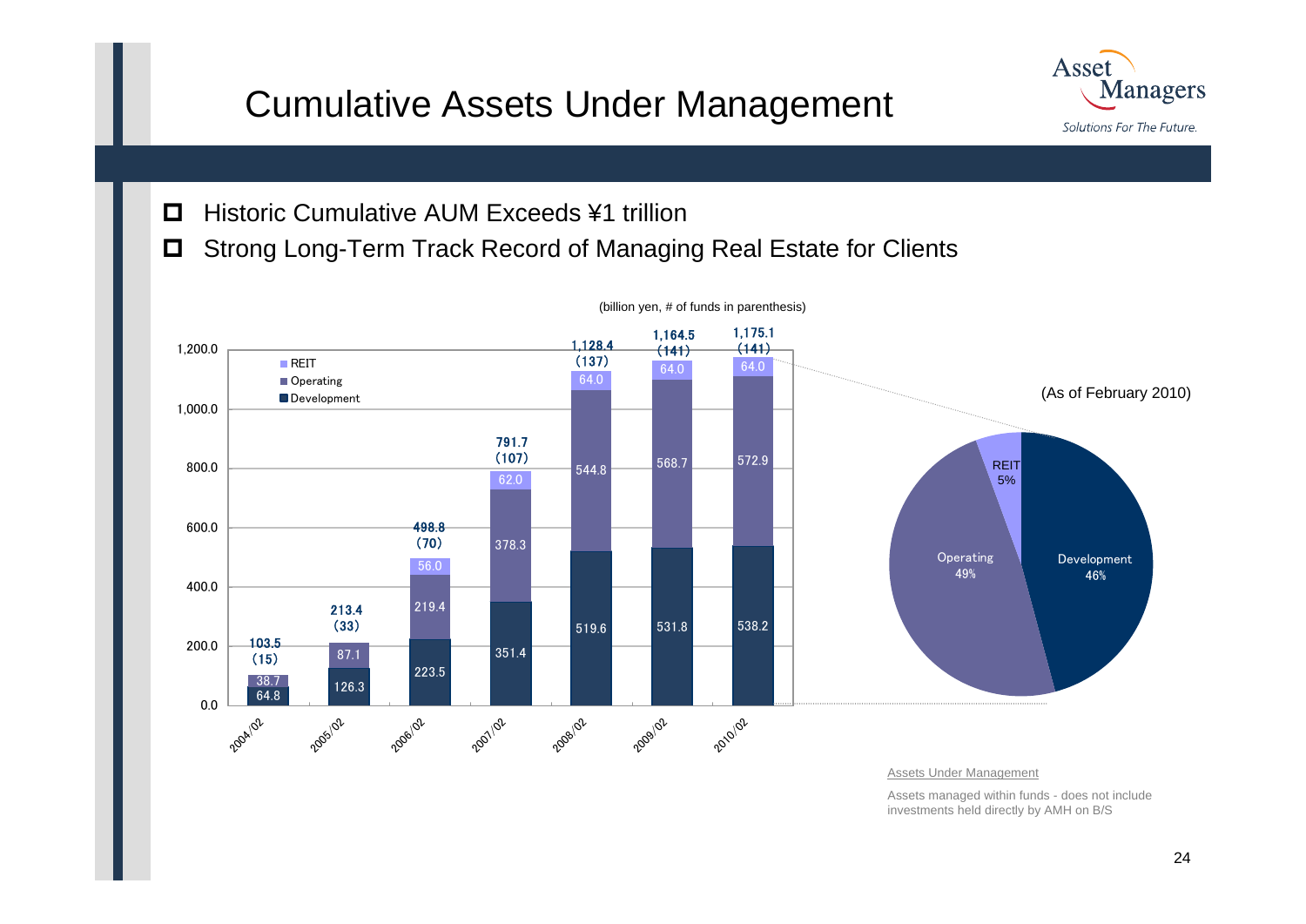# Cumulative Assets Under Management

- Historic Cumulative AUM Exceeds ¥1 trillion
- Strong Long-Term Track Record of Managing Real Estate for Clients

(billion yen, # of funds in parenthesis)

| | 2004/02 | 2005/02 | 2006/02 | 2007/02 | 2008/02 | 2009/02 | 2010/02 |
|---|---|---|---|---|---|---|---|
| REIT | | | 56.0 | 62.0 | 64.0 | 64.0 | 64.0 |
| Operating | 38.7 | 87.1 | 219.4 | 378.3 | 544.8 | 568.7 | 572.9 |
| Development | 64.8 | 126.3 | 223.5 | 351.4 | 519.6 | 531.8 | 538.2 |
| Total | 103.5 (15) | 213.4 (33) | 498.8 (70) | 791.7 (107) | 1,128.4 (137) | 1,164.5 (141) | 1,175.1 (141) |

(As of February 2010)

| | Share |
|---|---|
| REIT | 5% |
| Operating | 49% |
| Development | 46% |

Assets Under Management

Assets managed within funds - does not include investments held directly by AMH on B/S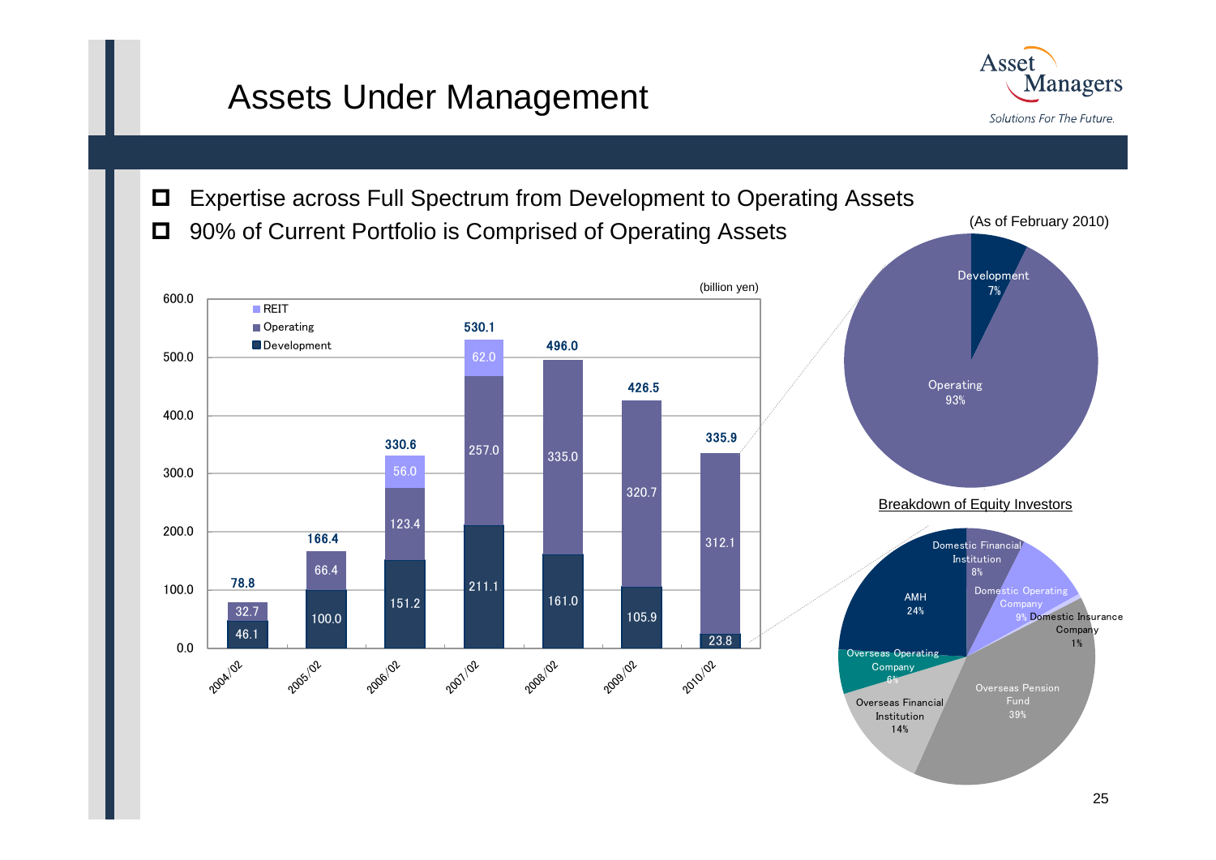# Assets Under Management

- Expertise across Full Spectrum from Development to Operating Assets
- 90% of Current Portfolio is Comprised of Operating Assets

(billion yen)

| | 2004/02 | 2005/02 | 2006/02 | 2007/02 | 2008/02 | 2009/02 | 2010/02 |
|---|---|---|---|---|---|---|---|
| REIT | | | 56.0 | 62.0 | | | |
| Operating | 32.7 | 66.4 | 123.4 | 257.0 | 335.0 | 320.7 | 312.1 |
| Development | 46.1 | 100.0 | 151.2 | 211.1 | 161.0 | 105.9 | 23.8 |
| Total | 78.8 | 166.4 | 330.6 | 530.1 | 496.0 | 426.5 | 335.9 |

(As of February 2010)

| | Share |
|---|---|
| Development | 7% |
| Operating | 93% |

Breakdown of Equity Investors

| Investor | Share |
|---|---|
| Domestic Financial Institution | 8% |
| Domestic Operating Company | 9% |
| Domestic Insurance Company | 1% |
| Overseas Pension Fund | 39% |
| Overseas Financial Institution | 14% |
| Overseas Operating Company | 6% |
| AMH | 24% |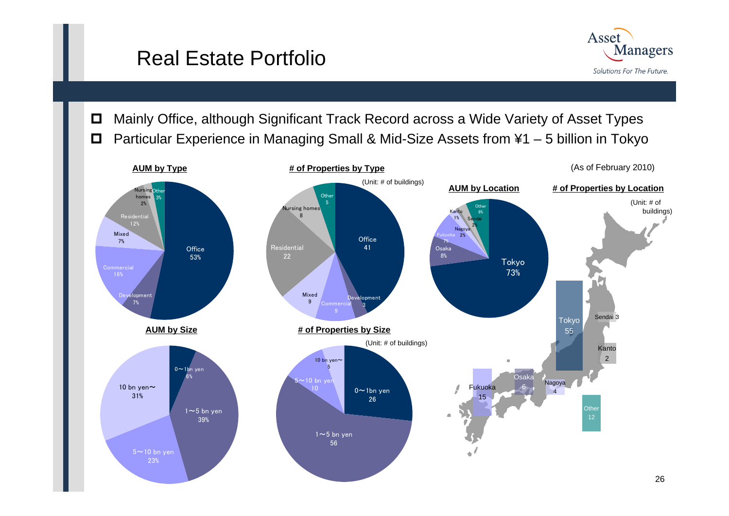# Real Estate Portfolio

- Mainly Office, although Significant Track Record across a Wide Variety of Asset Types
- Particular Experience in Managing Small & Mid-Size Assets from ¥1 – 5 billion in Tokyo

(As of February 2010)

**AUM by Type**

| Type | Share |
|---|---|
| Office | 53% |
| Development | 7% |
| Commercial | 16% |
| Mixed | 7% |
| Residential | 12% |
| Nursing homes | 2% |
| Other | 3% |

**# of Properties by Type**

(Unit: # of buildings)

| Type | # |
|---|---|
| Office | 41 |
| Development | 3 |
| Commercial | 9 |
| Mixed | 9 |
| Residential | 22 |
| Nursing homes | 8 |
| Other | 5 |

**AUM by Location**

| Location | Share |
|---|---|
| Tokyo | 73% |
| Osaka | 8% |
| Fukuoka | 7% |
| Nagoya | 2% |
| Sendai | 2% |
| Kanto | 1% |
| Other | 6% |

**# of Properties by Location**

(Unit: # of buildings)

| Location | # |
|---|---|
| Tokyo | 55 |
| Sendai | 3 |
| Kanto | 2 |
| Nagoya | 4 |
| Osaka | 6 |
| Fukuoka | 15 |
| Other | 12 |

**AUM by Size**

| Size | Share |
|---|---|
| 0～1bn yen | 6% |
| 1～5 bn yen | 39% |
| 5～10 bn yen | 23% |
| 10 bn yen～ | 31% |

**# of Properties by Size**

(Unit: # of buildings)

| Size | # |
|---|---|
| 0～1bn yen | 26 |
| 1～5 bn yen | 56 |
| 5～10 bn yen | 10 |
| 10 bn yen～ | 5 |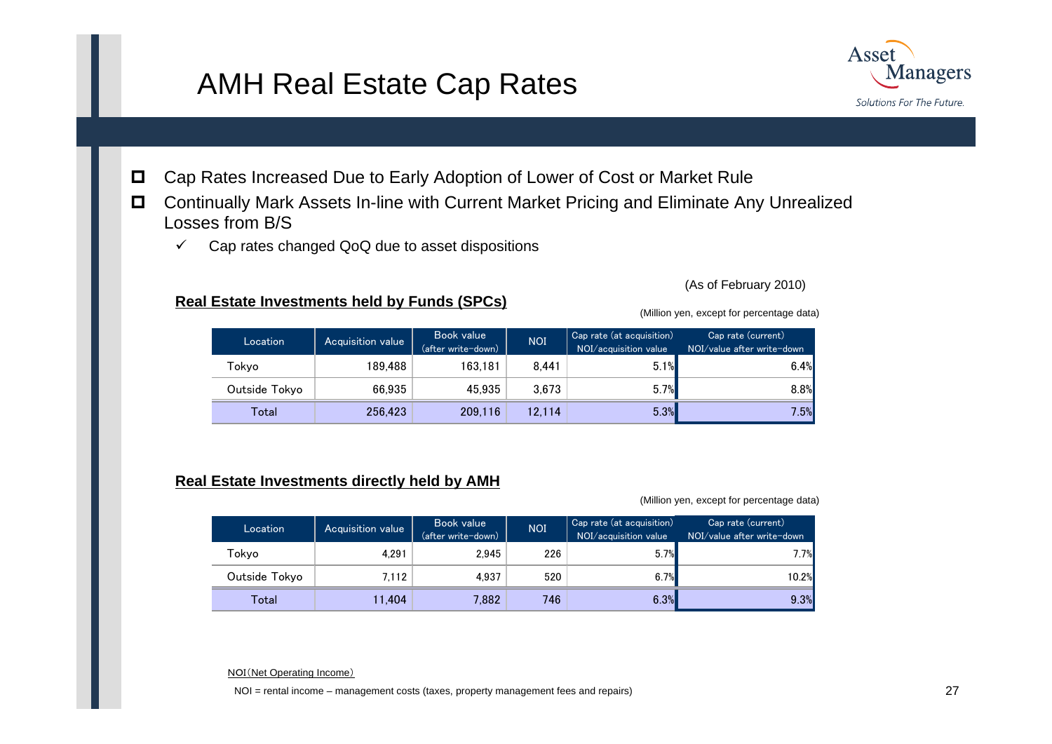# AMH Real Estate Cap Rates

- Cap Rates Increased Due to Early Adoption of Lower of Cost or Market Rule
- Continually Mark Assets In-line with Current Market Pricing and Eliminate Any Unrealized Losses from B/S
  - ✓ Cap rates changed QoQ due to asset dispositions

(As of February 2010)

**Real Estate Investments held by Funds (SPCs)**

(Million yen, except for percentage data)

| Location | Acquisition value | Book value (after write-down) | NOI | Cap rate (at acquisition) NOI/acquisition value | Cap rate (current) NOI/value after write-down |
|---|---|---|---|---|---|
| Tokyo | 189,488 | 163,181 | 8,441 | 5.1% | 6.4% |
| Outside Tokyo | 66,935 | 45,935 | 3,673 | 5.7% | 8.8% |
| Total | 256,423 | 209,116 | 12,114 | 5.3% | 7.5% |

**Real Estate Investments directly held by AMH**

(Million yen, except for percentage data)

| Location | Acquisition value | Book value (after write-down) | NOI | Cap rate (at acquisition) NOI/acquisition value | Cap rate (current) NOI/value after write-down |
|---|---|---|---|---|---|
| Tokyo | 4,291 | 2,945 | 226 | 5.7% | 7.7% |
| Outside Tokyo | 7,112 | 4,937 | 520 | 6.7% | 10.2% |
| Total | 11,404 | 7,882 | 746 | 6.3% | 9.3% |

NOI（Net Operating Income）

NOI = rental income – management costs (taxes, property management fees and repairs)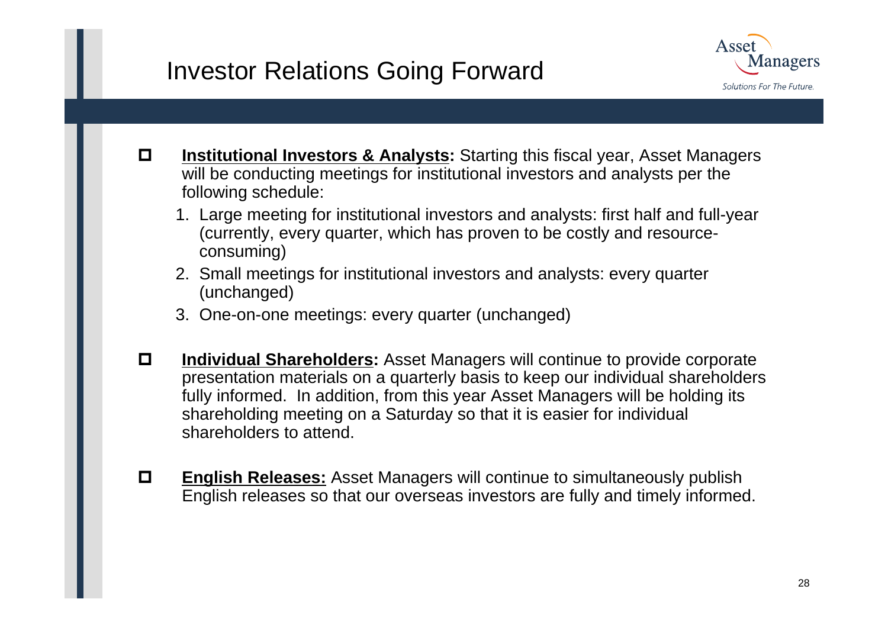# Investor Relations Going Forward

Asset Managers

*Solutions For The Future.*

- **Institutional Investors & Analysts:** Starting this fiscal year, Asset Managers will be conducting meetings for institutional investors and analysts per the following schedule:
  1. Large meeting for institutional investors and analysts: first half and full-year (currently, every quarter, which has proven to be costly and resource-consuming)
  2. Small meetings for institutional investors and analysts: every quarter (unchanged)
  3. One-on-one meetings: every quarter (unchanged)

- **Individual Shareholders:** Asset Managers will continue to provide corporate presentation materials on a quarterly basis to keep our individual shareholders fully informed. In addition, from this year Asset Managers will be holding its shareholding meeting on a Saturday so that it is easier for individual shareholders to attend.

- **English Releases:** Asset Managers will continue to simultaneously publish English releases so that our overseas investors are fully and timely informed.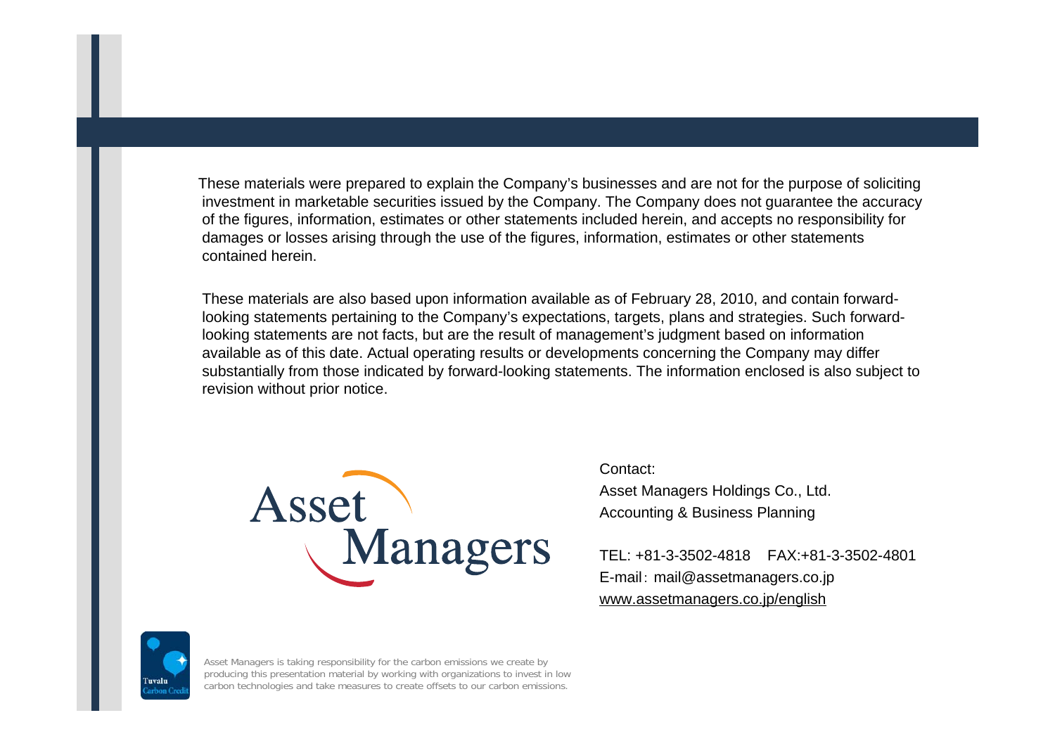These materials were prepared to explain the Company's businesses and are not for the purpose of soliciting investment in marketable securities issued by the Company. The Company does not guarantee the accuracy of the figures, information, estimates or other statements included herein, and accepts no responsibility for damages or losses arising through the use of the figures, information, estimates or other statements contained herein.

These materials are also based upon information available as of February 28, 2010, and contain forward-looking statements pertaining to the Company's expectations, targets, plans and strategies. Such forward-looking statements are not facts, but are the result of management's judgment based on information available as of this date. Actual operating results or developments concerning the Company may differ substantially from those indicated by forward-looking statements. The information enclosed is also subject to revision without prior notice.

Asset Managers

Contact:
Asset Managers Holdings Co., Ltd.
Accounting & Business Planning

TEL: +81-3-3502-4818　FAX:+81-3-3502-4801
E-mail：mail@assetmanagers.co.jp
www.assetmanagers.co.jp/english

Tuvalu Carbon Credit

Asset Managers is taking responsibility for the carbon emissions we create by producing this presentation material by working with organizations to invest in low carbon technologies and take measures to create offsets to our carbon emissions.